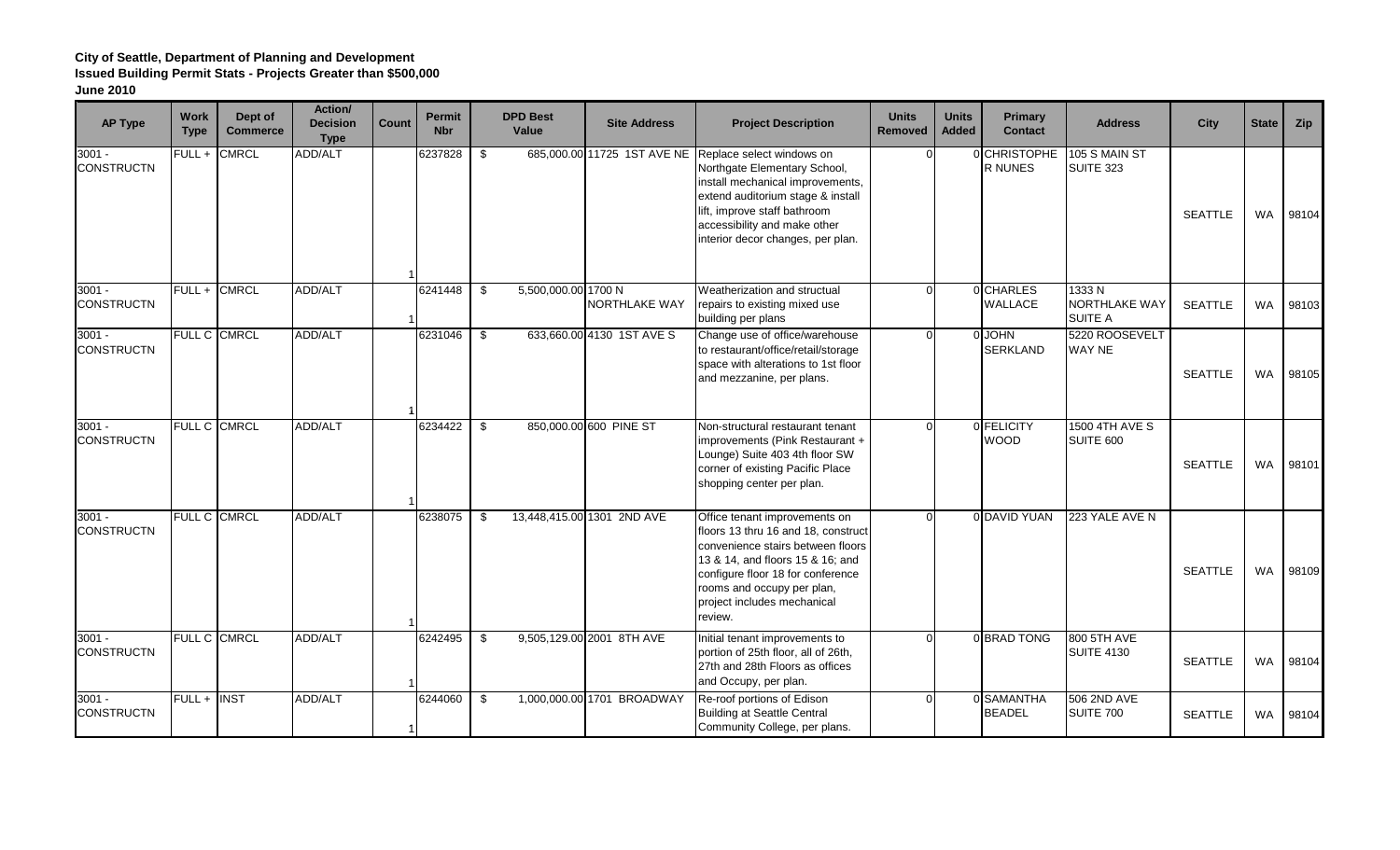**City of Seattle, Department of Planning and Development**
**Issued Building Permit Stats - Projects Greater than $500,000**
**June 2010**

| AP Type | Work Type | Dept of Commerce | Action/ Decision Type | Count | Permit Nbr | DPD Best Value | Site Address | Project Description | Units Removed | Units Added | Primary Contact | Address | City | State | Zip |
|---|---|---|---|---|---|---|---|---|---|---|---|---|---|---|---|
| 3001 - CONSTRUCTN | FULL + | CMRCL | ADD/ALT | 1 | 6237828 | $ 685,000.00 | 11725 1ST AVE NE | Replace select windows on Northgate Elementary School, install mechanical improvements, extend auditorium stage & install lift, improve staff bathroom accessibility and make other interior decor changes, per plan. | 0 | 0 | CHRISTOPHER NUNES | 105 S MAIN ST SUITE 323 | SEATTLE | WA | 98104 |
| 3001 - CONSTRUCTN | FULL + | CMRCL | ADD/ALT | 1 | 6241448 | $ 5,500,000.00 | 1700 N NORTHLAKE WAY | Weatherization and structual repairs to existing mixed use building per plans | 0 | 0 | CHARLES WALLACE | 1333 N NORTHLAKE WAY SUITE A | SEATTLE | WA | 98103 |
| 3001 - CONSTRUCTN | FULL C | CMRCL | ADD/ALT | 1 | 6231046 | $ 633,660.00 | 4130 1ST AVE S | Change use of office/warehouse to restaurant/office/retail/storage space with alterations to 1st floor and mezzanine, per plans. | 0 | 0 | JOHN SERKLAND | 5220 ROOSEVELT WAY NE | SEATTLE | WA | 98105 |
| 3001 - CONSTRUCTN | FULL C | CMRCL | ADD/ALT | 1 | 6234422 | $ 850,000.00 | 600 PINE ST | Non-structural restaurant tenant improvements (Pink Restaurant + Lounge) Suite 403 4th floor SW corner of existing Pacific Place shopping center per plan. | 0 | 0 | FELICITY WOOD | 1500 4TH AVE S SUITE 600 | SEATTLE | WA | 98101 |
| 3001 - CONSTRUCTN | FULL C | CMRCL | ADD/ALT | 1 | 6238075 | $ 13,448,415.00 | 1301 2ND AVE | Office tenant improvements on floors 13 thru 16 and 18, construct convenience stairs between floors 13 & 14, and floors 15 & 16; and configure floor 18 for conference rooms and occupy per plan, project includes mechanical review. | 0 | 0 | DAVID YUAN | 223 YALE AVE N | SEATTLE | WA | 98109 |
| 3001 - CONSTRUCTN | FULL C | CMRCL | ADD/ALT | 1 | 6242495 | $ 9,505,129.00 | 2001 8TH AVE | Initial tenant improvements to portion of 25th floor, all of 26th, 27th and 28th Floors as offices and Occupy, per plan. | 0 | 0 | BRAD TONG | 800 5TH AVE SUITE 4130 | SEATTLE | WA | 98104 |
| 3001 - CONSTRUCTN | FULL + | INST | ADD/ALT | 1 | 6244060 | $ 1,000,000.00 | 1701 BROADWAY | Re-roof portions of Edison Building at Seattle Central Community College, per plans. | 0 | 0 | SAMANTHA BEADEL | 506 2ND AVE SUITE 700 | SEATTLE | WA | 98104 |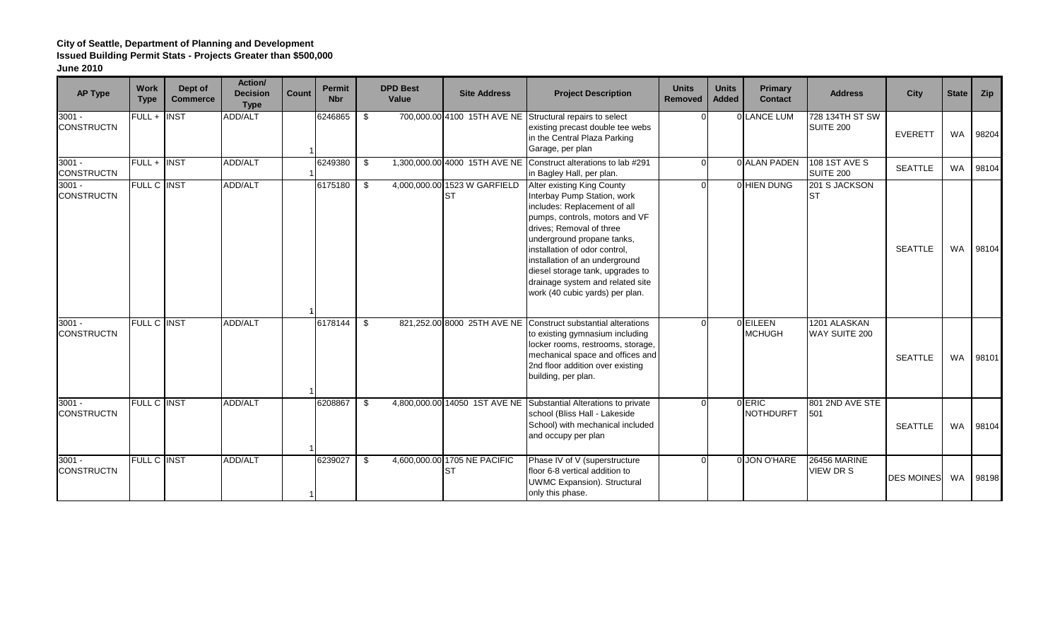**City of Seattle, Department of Planning and Development**
**Issued Building Permit Stats - Projects Greater than $500,000**
**June 2010**

| AP Type | Work Type | Dept of Commerce | Action/ Decision Type | Count | Permit Nbr | DPD Best Value | Site Address | Project Description | Units Removed | Units Added | Primary Contact | Address | City | State | Zip |
|---|---|---|---|---|---|---|---|---|---|---|---|---|---|---|---|
| 3001 - CONSTRUCTN | FULL + | INST | ADD/ALT | 1 | 6246865 | $ 700,000.00 | 4100 15TH AVE NE | Structural repairs to select existing precast double tee webs in the Central Plaza Parking Garage, per plan | 0 | 0 | LANCE LUM | 728 134TH ST SW SUITE 200 | EVERETT | WA | 98204 |
| 3001 - CONSTRUCTN | FULL + | INST | ADD/ALT | 1 | 6249380 | $ 1,300,000.00 | 4000 15TH AVE NE | Construct alterations to lab #291 in Bagley Hall, per plan. | 0 | 0 | ALAN PADEN | 108 1ST AVE S SUITE 200 | SEATTLE | WA | 98104 |
| 3001 - CONSTRUCTN | FULL C | INST | ADD/ALT | 1 | 6175180 | $ 4,000,000.00 | 1523 W GARFIELD ST | Alter existing King County Interbay Pump Station, work includes: Replacement of all pumps, controls, motors and VF drives; Removal of three underground propane tanks, installation of odor control, installation of an underground diesel storage tank, upgrades to drainage system and related site work (40 cubic yards) per plan. | 0 | 0 | HIEN DUNG | 201 S JACKSON ST | SEATTLE | WA | 98104 |
| 3001 - CONSTRUCTN | FULL C | INST | ADD/ALT | 1 | 6178144 | $ 821,252.00 | 8000 25TH AVE NE | Construct substantial alterations to existing gymnasium including locker rooms, restrooms, storage, mechanical space and offices and 2nd floor addition over existing building, per plan. | 0 | 0 | EILEEN MCHUGH | 1201 ALASKAN WAY SUITE 200 | SEATTLE | WA | 98101 |
| 3001 - CONSTRUCTN | FULL C | INST | ADD/ALT | 1 | 6208867 | $ 4,800,000.00 | 14050 1ST AVE NE | Substantial Alterations to private school (Bliss Hall - Lakeside School) with mechanical included and occupy per plan | 0 | 0 | ERIC NOTHDURFT | 801 2ND AVE STE 501 | SEATTLE | WA | 98104 |
| 3001 - CONSTRUCTN | FULL C | INST | ADD/ALT | 1 | 6239027 | $ 4,600,000.00 | 1705 NE PACIFIC ST | Phase IV of V (superstructure floor 6-8 vertical addition to UWMC Expansion). Structural only this phase. | 0 | 0 | JON O'HARE | 26456 MARINE VIEW DR S | DES MOINES | WA | 98198 |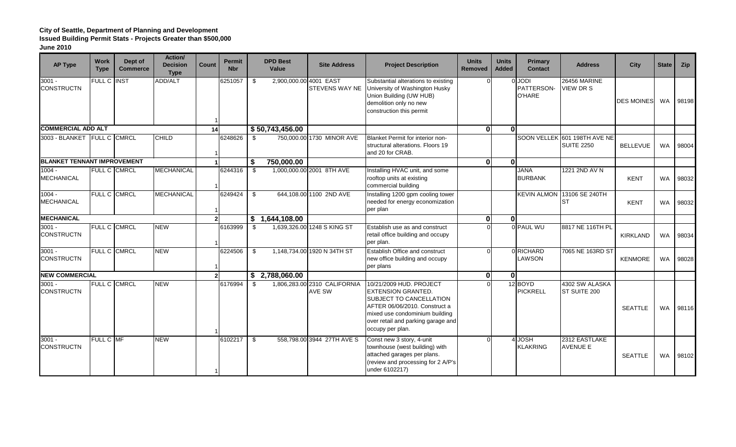**City of Seattle, Department of Planning and Development**
**Issued Building Permit Stats - Projects Greater than $500,000**
**June 2010**

| AP Type | Work Type | Dept of Commerce | Action/ Decision Type | Count | Permit Nbr | DPD Best Value | Site Address | Project Description | Units Removed | Units Added | Primary Contact | Address | City | State | Zip |
|---|---|---|---|---|---|---|---|---|---|---|---|---|---|---|---|
| 3001 - CONSTRUCTN | FULL C | INST | ADD/ALT | 1 | 6251057 | $ 2,900,000.00 | 4001 EAST STEVENS WAY NE | Substantial alterations to existing University of Washington Husky Union Building (UW HUB) demolition only no new construction this permit | 0 | 0 | JODI PATTERSON-O'HARE | 26456 MARINE VIEW DR S | DES MOINES | WA | 98198 |
| **COMMERCIAL ADD ALT** | | | | **14** | | **$ 50,743,456.00** | | | **0** | **0** | | | | | |
| 3003 - BLANKET | FULL C | CMRCL | CHILD | 1 | 6248626 | $ 750,000.00 | 1730 MINOR AVE | Blanket Permit for interior non-structural alterations. Floors 19 and 20 for CRAB. | | | SOON VELLEK | 601 198TH AVE NE SUITE 2250 | BELLEVUE | WA | 98004 |
| **BLANKET TENNANT IMPROVEMENT** | | | | **1** | | **$ 750,000.00** | | | **0** | **0** | | | | | |
| 1004 - MECHANICAL | FULL C | CMRCL | MECHANICAL | 1 | 6244316 | $ 1,000,000.00 | 2001 8TH AVE | Installing HVAC unit, and some rooftop units at existing commercial building | | | JANA BURBANK | 1221 2ND AV N | KENT | WA | 98032 |
| 1004 - MECHANICAL | FULL C | CMRCL | MECHANICAL | 1 | 6249424 | $ 644,108.00 | 1100 2ND AVE | Installing 1200 gpm cooling tower needed for energy economization per plan | | | KEVIN ALMON | 13106 SE 240TH ST | KENT | WA | 98032 |
| **MECHANICAL** | | | | **2** | | **$ 1,644,108.00** | | | **0** | **0** | | | | | |
| 3001 - CONSTRUCTN | FULL C | CMRCL | NEW | 1 | 6163999 | $ 1,639,326.00 | 1248 S KING ST | Establish use as and construct retail office building and occupy per plan. | 0 | 0 | PAUL WU | 8817 NE 116TH PL | KIRKLAND | WA | 98034 |
| 3001 - CONSTRUCTN | FULL C | CMRCL | NEW | 1 | 6224506 | $ 1,148,734.00 | 1920 N 34TH ST | Establish Office and construct new office building and occupy per plans | 0 | 0 | RICHARD LAWSON | 7065 NE 163RD ST | KENMORE | WA | 98028 |
| **NEW COMMERCIAL** | | | | **2** | | **$ 2,788,060.00** | | | **0** | **0** | | | | | |
| 3001 - CONSTRUCTN | FULL C | CMRCL | NEW | 1 | 6176994 | $ 1,806,283.00 | 2310 CALIFORNIA AVE SW | 10/21/2009 HUD. PROJECT EXTENSION GRANTED. SUBJECT TO CANCELLATION AFTER 06/06/2010. Construct a mixed use condominium building over retail and parking garage and occupy per plan. | 0 | 12 | BOYD PICKRELL | 4302 SW ALASKA ST SUITE 200 | SEATTLE | WA | 98116 |
| 3001 - CONSTRUCTN | FULL C | MF | NEW | 1 | 6102217 | $ 558,798.00 | 3944 27TH AVE S | Const new 3 story, 4-unit townhouse (west building) with attached garages per plans. (review and processing for 2 A/P's under 6102217) | 0 | 4 | JOSH KLAKRING | 2312 EASTLAKE AVENUE E | SEATTLE | WA | 98102 |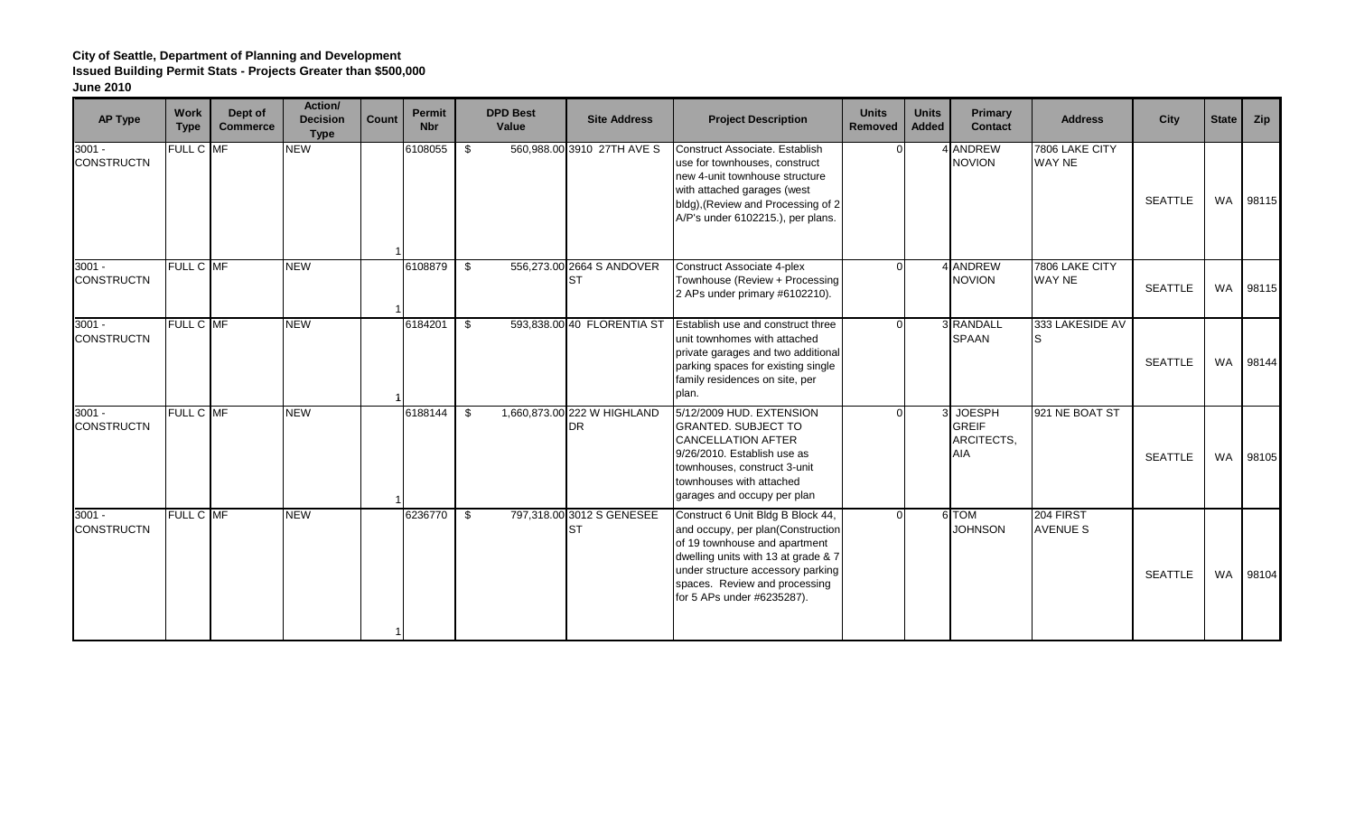**City of Seattle, Department of Planning and Development**
**Issued Building Permit Stats - Projects Greater than $500,000**
**June 2010**

| AP Type | Work Type | Dept of Commerce | Action/ Decision Type | Count | Permit Nbr | DPD Best Value | Site Address | Project Description | Units Removed | Units Added | Primary Contact | Address | City | State | Zip |
|---|---|---|---|---|---|---|---|---|---|---|---|---|---|---|---|
| 3001 - CONSTRUCTN | FULL C | MF | NEW | 1 | 6108055 | $ 560,988.00 | 3910 27TH AVE S | Construct Associate. Establish use for townhouses, construct new 4-unit townhouse structure with attached garages (west bldg),(Review and Processing of 2 A/P's under 6102215.), per plans. | 0 | 4 | ANDREW NOVION | 7806 LAKE CITY WAY NE | SEATTLE | WA | 98115 |
| 3001 - CONSTRUCTN | FULL C | MF | NEW | 1 | 6108879 | $ 556,273.00 | 2664 S ANDOVER ST | Construct Associate 4-plex Townhouse (Review + Processing 2 APs under primary #6102210). | 0 | 4 | ANDREW NOVION | 7806 LAKE CITY WAY NE | SEATTLE | WA | 98115 |
| 3001 - CONSTRUCTN | FULL C | MF | NEW | 1 | 6184201 | $ 593,838.00 | 40 FLORENTIA ST | Establish use and construct three unit townhomes with attached private garages and two additional parking spaces for existing single family residences on site, per plan. | 0 | 3 | RANDALL SPAAN | 333 LAKESIDE AV S | SEATTLE | WA | 98144 |
| 3001 - CONSTRUCTN | FULL C | MF | NEW | 1 | 6188144 | $ 1,660,873.00 | 222 W HIGHLAND DR | 5/12/2009 HUD. EXTENSION GRANTED. SUBJECT TO CANCELLATION AFTER 9/26/2010. Establish use as townhouses, construct 3-unit townhouses with attached garages and occupy per plan | 0 | 3 | JOESPH GREIF ARCITECTS, AIA | 921 NE BOAT ST | SEATTLE | WA | 98105 |
| 3001 - CONSTRUCTN | FULL C | MF | NEW | 1 | 6236770 | $ 797,318.00 | 3012 S GENESEE ST | Construct 6 Unit Bldg B Block 44, and occupy, per plan(Construction of 19 townhouse and apartment dwelling units with 13 at grade & 7 under structure accessory parking spaces. Review and processing for 5 APs under #6235287). | 0 | 6 | TOM JOHNSON | 204 FIRST AVENUE S | SEATTLE | WA | 98104 |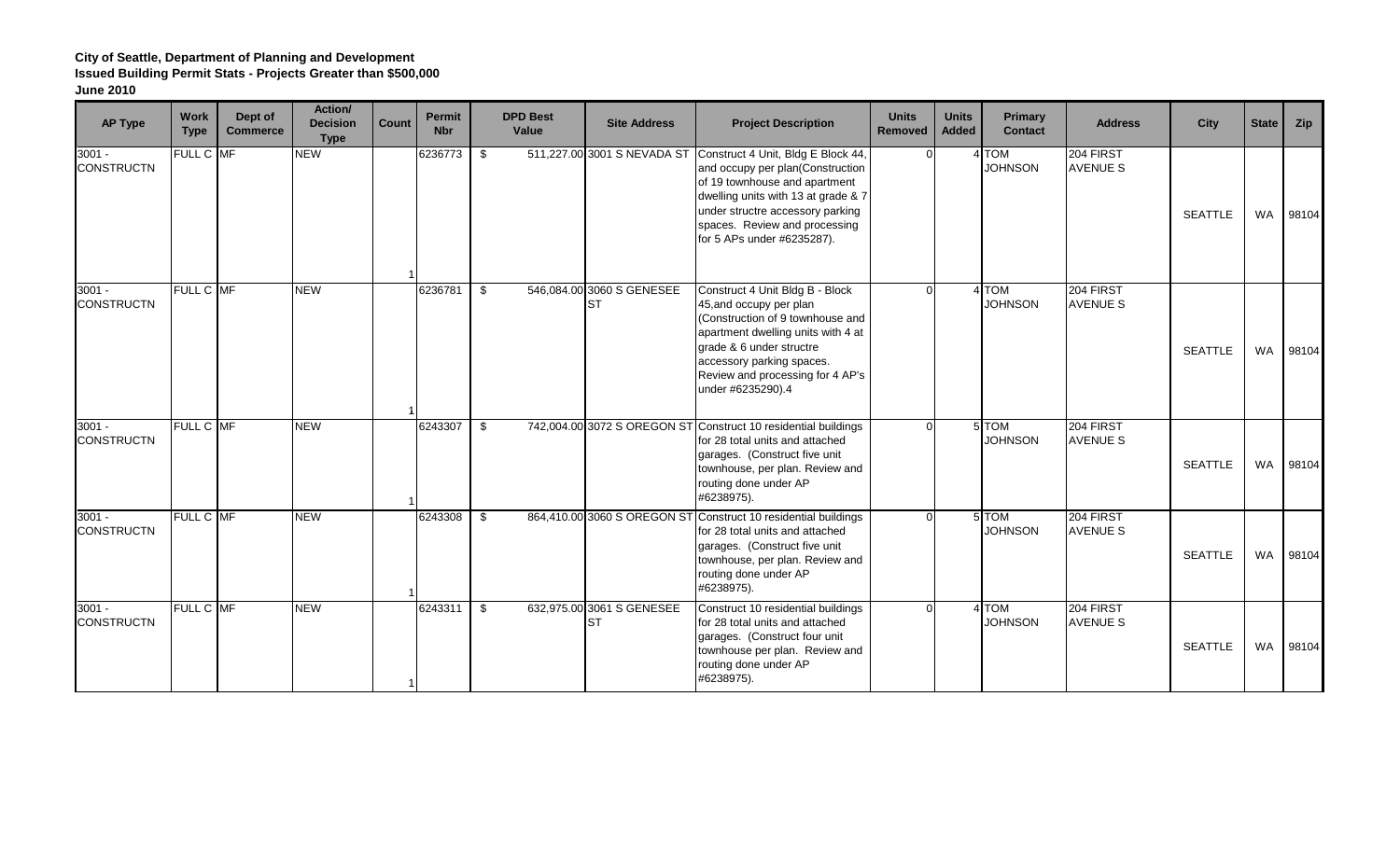**City of Seattle, Department of Planning and Development**
**Issued Building Permit Stats - Projects Greater than $500,000**
**June 2010**

| AP Type | Work Type | Dept of Commerce | Action/ Decision Type | Count | Permit Nbr | DPD Best Value | Site Address | Project Description | Units Removed | Units Added | Primary Contact | Address | City | State | Zip |
|---|---|---|---|---|---|---|---|---|---|---|---|---|---|---|---|
| 3001 - CONSTRUCTN | FULL C | MF | NEW | 1 | 6236773 | $ 511,227.00 | 3001 S NEVADA ST | Construct 4 Unit, Bldg E Block 44, and occupy per plan(Construction of 19 townhouse and apartment dwelling units with 13 at grade & 7 under structre accessory parking spaces. Review and processing for 5 APs under #6235287). | 0 | 4 | TOM JOHNSON | 204 FIRST AVENUE S | SEATTLE | WA | 98104 |
| 3001 - CONSTRUCTN | FULL C | MF | NEW | 1 | 6236781 | $ 546,084.00 | 3060 S GENESEE ST | Construct 4 Unit Bldg B - Block 45,and occupy per plan (Construction of 9 townhouse and apartment dwelling units with 4 at grade & 6 under structre accessory parking spaces. Review and processing for 4 AP's under #6235290).4 | 0 | 4 | TOM JOHNSON | 204 FIRST AVENUE S | SEATTLE | WA | 98104 |
| 3001 - CONSTRUCTN | FULL C | MF | NEW | 1 | 6243307 | $ 742,004.00 | 3072 S OREGON ST | Construct 10 residential buildings for 28 total units and attached garages. (Construct five unit townhouse, per plan. Review and routing done under AP #6238975). | 0 | 5 | TOM JOHNSON | 204 FIRST AVENUE S | SEATTLE | WA | 98104 |
| 3001 - CONSTRUCTN | FULL C | MF | NEW | 1 | 6243308 | $ 864,410.00 | 3060 S OREGON ST | Construct 10 residential buildings for 28 total units and attached garages. (Construct five unit townhouse, per plan. Review and routing done under AP #6238975). | 0 | 5 | TOM JOHNSON | 204 FIRST AVENUE S | SEATTLE | WA | 98104 |
| 3001 - CONSTRUCTN | FULL C | MF | NEW | 1 | 6243311 | $ 632,975.00 | 3061 S GENESEE ST | Construct 10 residential buildings for 28 total units and attached garages. (Construct four unit townhouse per plan. Review and routing done under AP #6238975). | 0 | 4 | TOM JOHNSON | 204 FIRST AVENUE S | SEATTLE | WA | 98104 |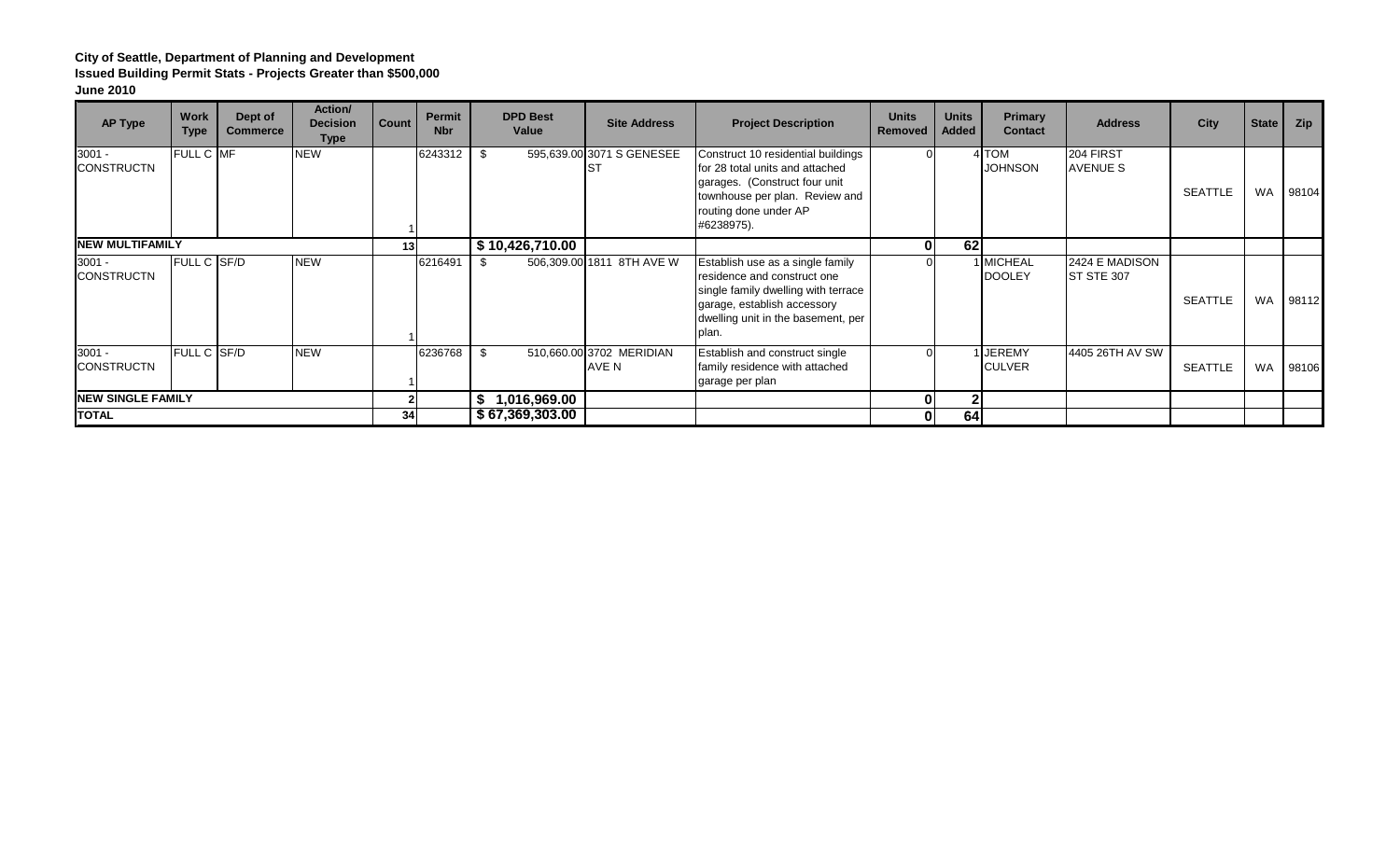**City of Seattle, Department of Planning and Development**
**Issued Building Permit Stats - Projects Greater than $500,000**
**June 2010**

| AP Type | Work Type | Dept of Commerce | Action/ Decision Type | Count | Permit Nbr | DPD Best Value | Site Address | Project Description | Units Removed | Units Added | Primary Contact | Address | City | State | Zip |
|---|---|---|---|---|---|---|---|---|---|---|---|---|---|---|---|
| 3001 - CONSTRUCTN | FULL C | MF | NEW | 1 | 6243312 | $ 595,639.00 | 3071 S GENESEE ST | Construct 10 residential buildings for 28 total units and attached garages. (Construct four unit townhouse per plan. Review and routing done under AP #6238975). | 0 | 4 | TOM JOHNSON | 204 FIRST AVENUE S | SEATTLE | WA | 98104 |
| **NEW MULTIFAMILY** | | | | **13** | | **$ 10,426,710.00** | | | **0** | **62** | | | | | |
| 3001 - CONSTRUCTN | FULL C | SF/D | NEW | 1 | 6216491 | $ 506,309.00 | 1811 8TH AVE W | Establish use as a single family residence and construct one single family dwelling with terrace garage, establish accessory dwelling unit in the basement, per plan. | 0 | 1 | MICHEAL DOOLEY | 2424 E MADISON ST STE 307 | SEATTLE | WA | 98112 |
| 3001 - CONSTRUCTN | FULL C | SF/D | NEW | 1 | 6236768 | $ 510,660.00 | 3702 MERIDIAN AVE N | Establish and construct single family residence with attached garage per plan | 0 | 1 | JEREMY CULVER | 4405 26TH AV SW | SEATTLE | WA | 98106 |
| **NEW SINGLE FAMILY** | | | | **2** | | **$ 1,016,969.00** | | | **0** | **2** | | | | | |
| **TOTAL** | | | | **34** | | **$ 67,369,303.00** | | | **0** | **64** | | | | | |